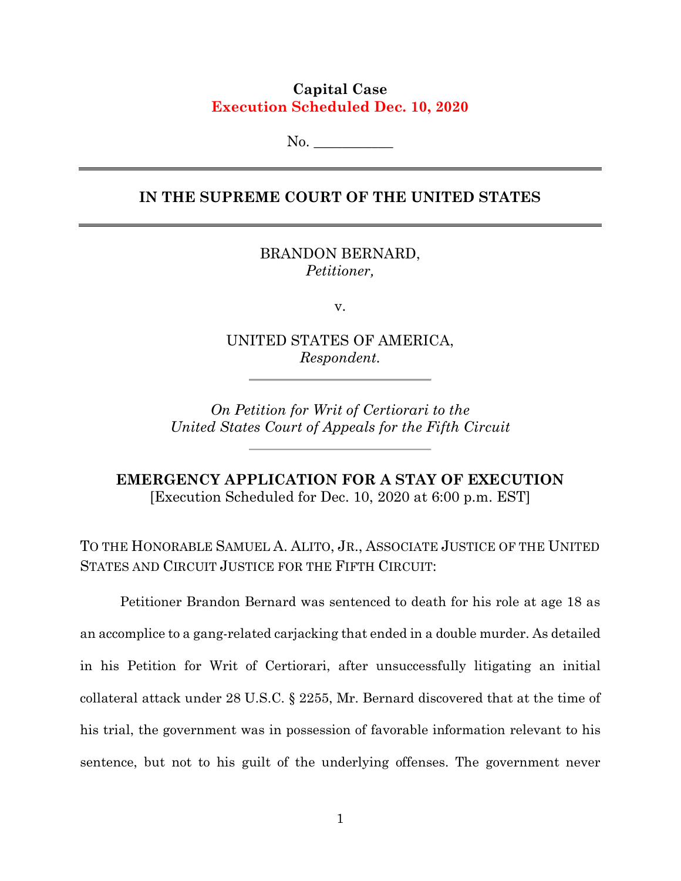**Capital Case**
**Execution Scheduled Dec. 10, 2020**

No. ___________

---

**IN THE SUPREME COURT OF THE UNITED STATES**

---

BRANDON BERNARD,
*Petitioner,*

v.

UNITED STATES OF AMERICA,
*Respondent.*

---

*On Petition for Writ of Certiorari to the United States Court of Appeals for the Fifth Circuit*

---

**EMERGENCY APPLICATION FOR A STAY OF EXECUTION**
[Execution Scheduled for Dec. 10, 2020 at 6:00 p.m. EST]

TO THE HONORABLE SAMUEL A. ALITO, JR., ASSOCIATE JUSTICE OF THE UNITED STATES AND CIRCUIT JUSTICE FOR THE FIFTH CIRCUIT:

Petitioner Brandon Bernard was sentenced to death for his role at age 18 as an accomplice to a gang-related carjacking that ended in a double murder. As detailed in his Petition for Writ of Certiorari, after unsuccessfully litigating an initial collateral attack under 28 U.S.C. § 2255, Mr. Bernard discovered that at the time of his trial, the government was in possession of favorable information relevant to his sentence, but not to his guilt of the underlying offenses. The government never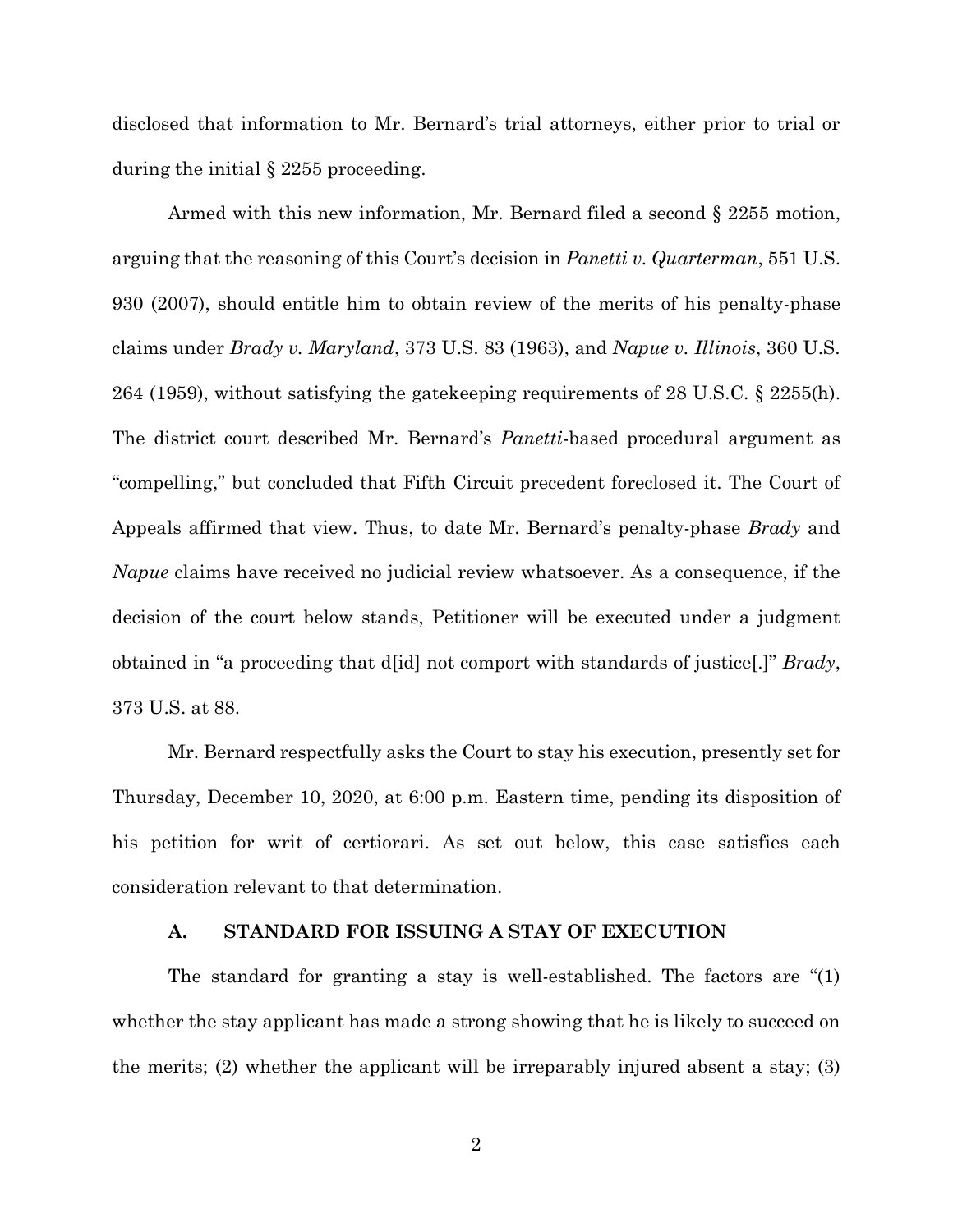disclosed that information to Mr. Bernard's trial attorneys, either prior to trial or during the initial § 2255 proceeding.

Armed with this new information, Mr. Bernard filed a second § 2255 motion, arguing that the reasoning of this Court's decision in *Panetti v. Quarterman*, 551 U.S. 930 (2007), should entitle him to obtain review of the merits of his penalty-phase claims under *Brady v. Maryland*, 373 U.S. 83 (1963), and *Napue v. Illinois*, 360 U.S. 264 (1959), without satisfying the gatekeeping requirements of 28 U.S.C. § 2255(h). The district court described Mr. Bernard's *Panetti*-based procedural argument as "compelling," but concluded that Fifth Circuit precedent foreclosed it. The Court of Appeals affirmed that view. Thus, to date Mr. Bernard's penalty-phase *Brady* and *Napue* claims have received no judicial review whatsoever. As a consequence, if the decision of the court below stands, Petitioner will be executed under a judgment obtained in "a proceeding that d[id] not comport with standards of justice[.]" *Brady*, 373 U.S. at 88.

Mr. Bernard respectfully asks the Court to stay his execution, presently set for Thursday, December 10, 2020, at 6:00 p.m. Eastern time, pending its disposition of his petition for writ of certiorari. As set out below, this case satisfies each consideration relevant to that determination.

### A. STANDARD FOR ISSUING A STAY OF EXECUTION

The standard for granting a stay is well-established. The factors are "(1) whether the stay applicant has made a strong showing that he is likely to succeed on the merits; (2) whether the applicant will be irreparably injured absent a stay; (3)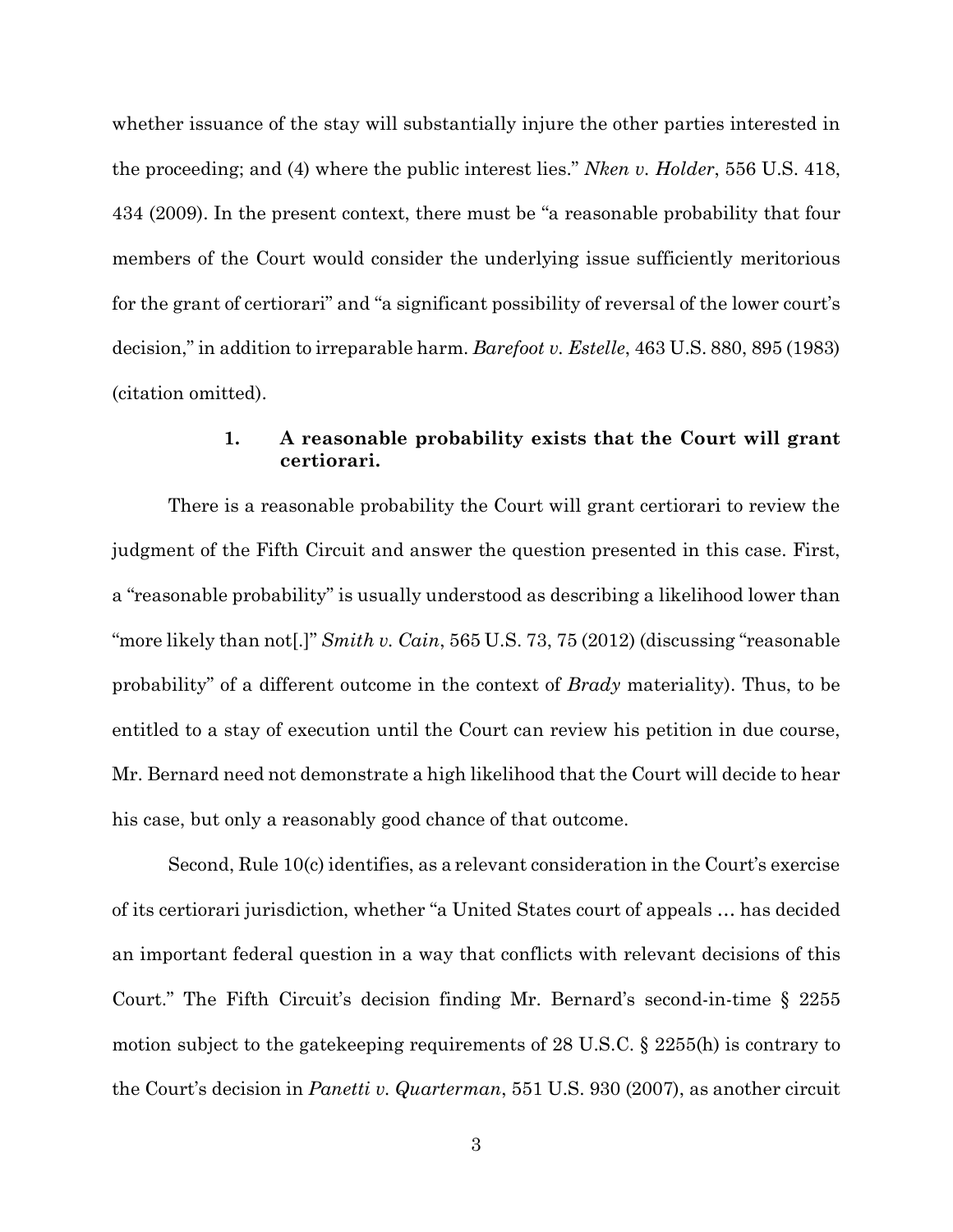whether issuance of the stay will substantially injure the other parties interested in the proceeding; and (4) where the public interest lies." *Nken v. Holder*, 556 U.S. 418, 434 (2009). In the present context, there must be "a reasonable probability that four members of the Court would consider the underlying issue sufficiently meritorious for the grant of certiorari" and "a significant possibility of reversal of the lower court's decision," in addition to irreparable harm. *Barefoot v. Estelle*, 463 U.S. 880, 895 (1983) (citation omitted).

### 1. A reasonable probability exists that the Court will grant certiorari.

There is a reasonable probability the Court will grant certiorari to review the judgment of the Fifth Circuit and answer the question presented in this case. First, a "reasonable probability" is usually understood as describing a likelihood lower than "more likely than not[.]" *Smith v. Cain*, 565 U.S. 73, 75 (2012) (discussing "reasonable probability" of a different outcome in the context of *Brady* materiality). Thus, to be entitled to a stay of execution until the Court can review his petition in due course, Mr. Bernard need not demonstrate a high likelihood that the Court will decide to hear his case, but only a reasonably good chance of that outcome.

Second, Rule 10(c) identifies, as a relevant consideration in the Court's exercise of its certiorari jurisdiction, whether "a United States court of appeals … has decided an important federal question in a way that conflicts with relevant decisions of this Court." The Fifth Circuit's decision finding Mr. Bernard's second-in-time § 2255 motion subject to the gatekeeping requirements of 28 U.S.C. § 2255(h) is contrary to the Court's decision in *Panetti v. Quarterman*, 551 U.S. 930 (2007), as another circuit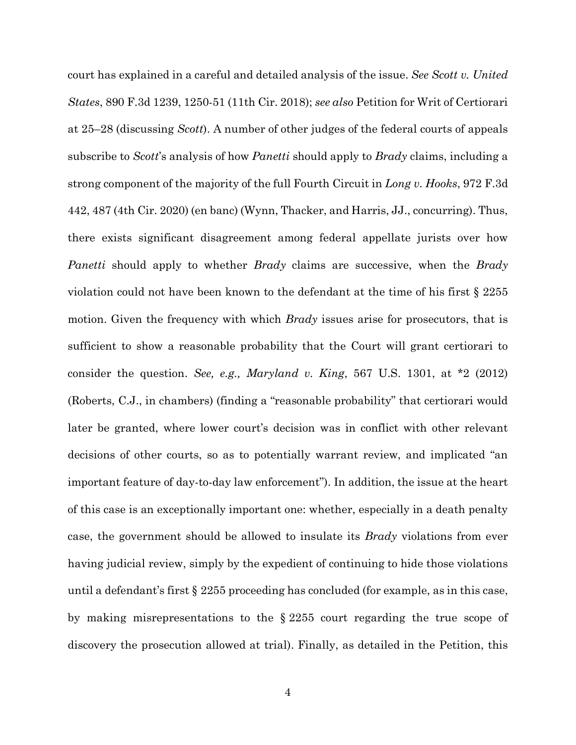court has explained in a careful and detailed analysis of the issue. *See Scott v. United States*, 890 F.3d 1239, 1250-51 (11th Cir. 2018); *see also* Petition for Writ of Certiorari at 25–28 (discussing *Scott*). A number of other judges of the federal courts of appeals subscribe to *Scott*'s analysis of how *Panetti* should apply to *Brady* claims, including a strong component of the majority of the full Fourth Circuit in *Long v. Hooks*, 972 F.3d 442, 487 (4th Cir. 2020) (en banc) (Wynn, Thacker, and Harris, JJ., concurring). Thus, there exists significant disagreement among federal appellate jurists over how *Panetti* should apply to whether *Brady* claims are successive, when the *Brady* violation could not have been known to the defendant at the time of his first § 2255 motion. Given the frequency with which *Brady* issues arise for prosecutors, that is sufficient to show a reasonable probability that the Court will grant certiorari to consider the question. *See, e.g., Maryland v. King*, 567 U.S. 1301, at *2 (2012) (Roberts, C.J., in chambers) (finding a "reasonable probability" that certiorari would later be granted, where lower court's decision was in conflict with other relevant decisions of other courts, so as to potentially warrant review, and implicated "an important feature of day-to-day law enforcement"). In addition, the issue at the heart of this case is an exceptionally important one: whether, especially in a death penalty case, the government should be allowed to insulate its *Brady* violations from ever having judicial review, simply by the expedient of continuing to hide those violations until a defendant's first § 2255 proceeding has concluded (for example, as in this case, by making misrepresentations to the § 2255 court regarding the true scope of discovery the prosecution allowed at trial). Finally, as detailed in the Petition, this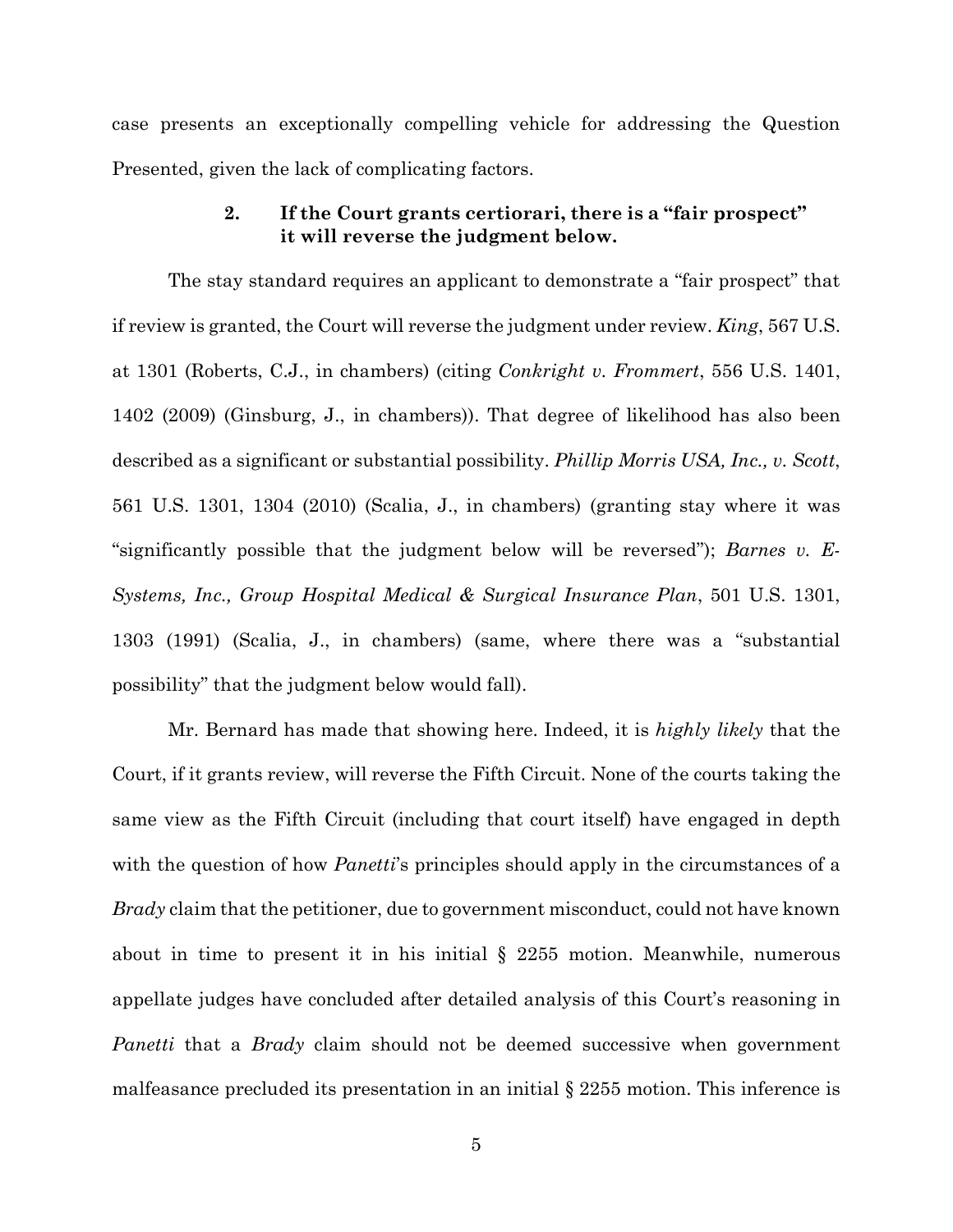case presents an exceptionally compelling vehicle for addressing the Question Presented, given the lack of complicating factors.

### 2. If the Court grants certiorari, there is a "fair prospect" it will reverse the judgment below.

The stay standard requires an applicant to demonstrate a "fair prospect" that if review is granted, the Court will reverse the judgment under review. *King*, 567 U.S. at 1301 (Roberts, C.J., in chambers) (citing *Conkright v. Frommert*, 556 U.S. 1401, 1402 (2009) (Ginsburg, J., in chambers)). That degree of likelihood has also been described as a significant or substantial possibility. *Phillip Morris USA, Inc., v. Scott*, 561 U.S. 1301, 1304 (2010) (Scalia, J., in chambers) (granting stay where it was "significantly possible that the judgment below will be reversed"); *Barnes v. E-Systems, Inc., Group Hospital Medical & Surgical Insurance Plan*, 501 U.S. 1301, 1303 (1991) (Scalia, J., in chambers) (same, where there was a "substantial possibility" that the judgment below would fall).

Mr. Bernard has made that showing here. Indeed, it is *highly likely* that the Court, if it grants review, will reverse the Fifth Circuit. None of the courts taking the same view as the Fifth Circuit (including that court itself) have engaged in depth with the question of how *Panetti*'s principles should apply in the circumstances of a *Brady* claim that the petitioner, due to government misconduct, could not have known about in time to present it in his initial § 2255 motion. Meanwhile, numerous appellate judges have concluded after detailed analysis of this Court's reasoning in *Panetti* that a *Brady* claim should not be deemed successive when government malfeasance precluded its presentation in an initial § 2255 motion. This inference is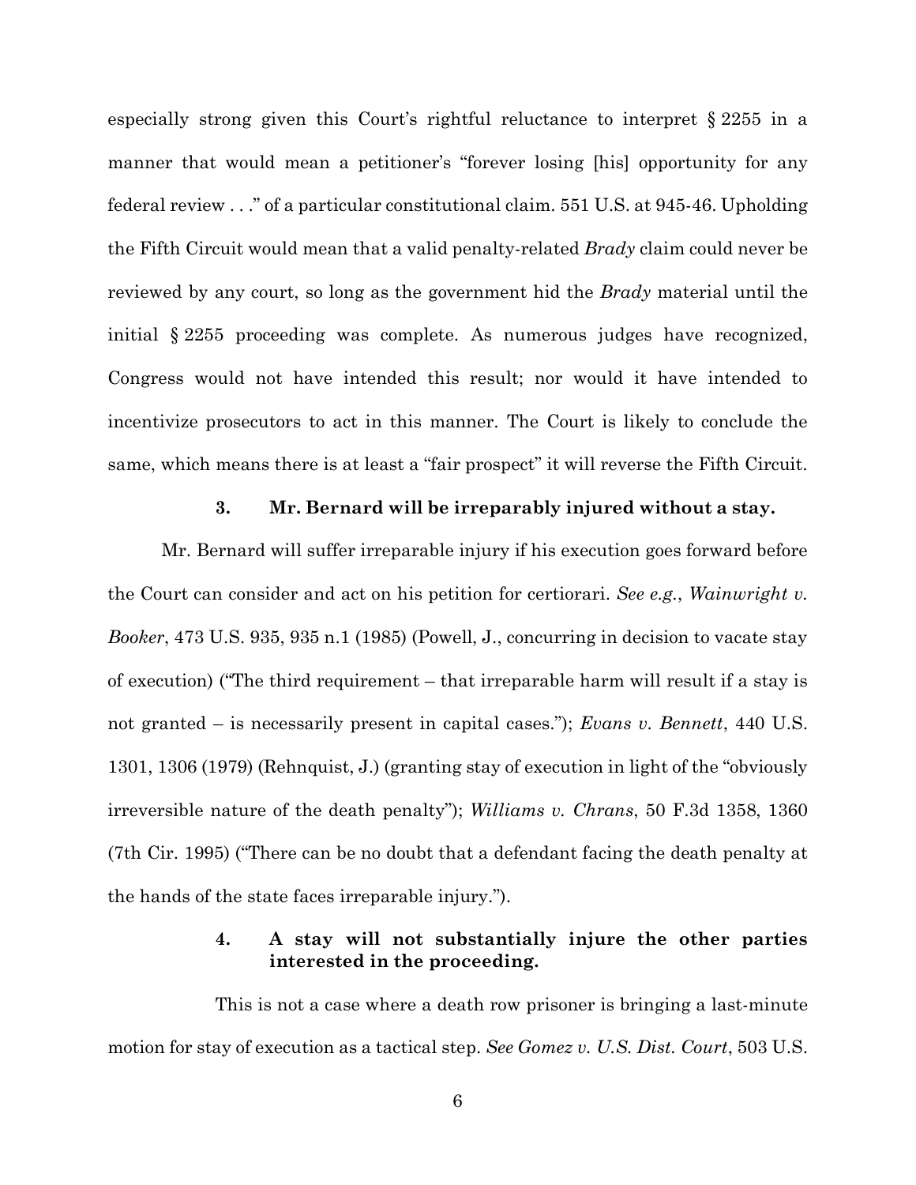especially strong given this Court's rightful reluctance to interpret § 2255 in a manner that would mean a petitioner's "forever losing [his] opportunity for any federal review . . ." of a particular constitutional claim. 551 U.S. at 945-46. Upholding the Fifth Circuit would mean that a valid penalty-related *Brady* claim could never be reviewed by any court, so long as the government hid the *Brady* material until the initial § 2255 proceeding was complete. As numerous judges have recognized, Congress would not have intended this result; nor would it have intended to incentivize prosecutors to act in this manner. The Court is likely to conclude the same, which means there is at least a "fair prospect" it will reverse the Fifth Circuit.

### 3. Mr. Bernard will be irreparably injured without a stay.

Mr. Bernard will suffer irreparable injury if his execution goes forward before the Court can consider and act on his petition for certiorari. *See e.g.*, *Wainwright v. Booker*, 473 U.S. 935, 935 n.1 (1985) (Powell, J., concurring in decision to vacate stay of execution) ("The third requirement – that irreparable harm will result if a stay is not granted – is necessarily present in capital cases."); *Evans v. Bennett*, 440 U.S. 1301, 1306 (1979) (Rehnquist, J.) (granting stay of execution in light of the "obviously irreversible nature of the death penalty"); *Williams v. Chrans*, 50 F.3d 1358, 1360 (7th Cir. 1995) ("There can be no doubt that a defendant facing the death penalty at the hands of the state faces irreparable injury.").

### 4. A stay will not substantially injure the other parties interested in the proceeding.

This is not a case where a death row prisoner is bringing a last-minute motion for stay of execution as a tactical step. *See Gomez v. U.S. Dist. Court*, 503 U.S.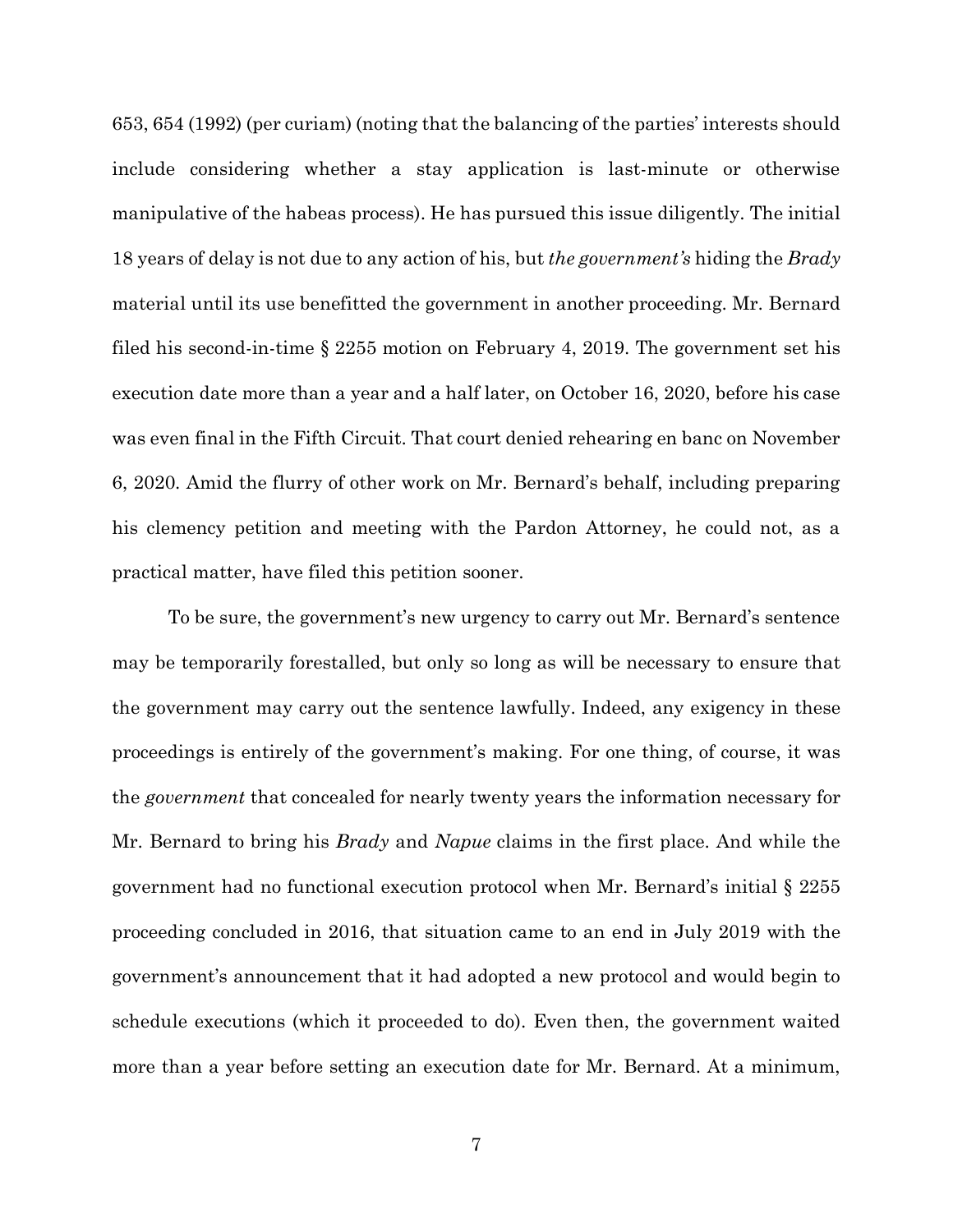653, 654 (1992) (per curiam) (noting that the balancing of the parties' interests should include considering whether a stay application is last-minute or otherwise manipulative of the habeas process). He has pursued this issue diligently. The initial 18 years of delay is not due to any action of his, but *the government's* hiding the *Brady* material until its use benefitted the government in another proceeding. Mr. Bernard filed his second-in-time § 2255 motion on February 4, 2019. The government set his execution date more than a year and a half later, on October 16, 2020, before his case was even final in the Fifth Circuit. That court denied rehearing en banc on November 6, 2020. Amid the flurry of other work on Mr. Bernard's behalf, including preparing his clemency petition and meeting with the Pardon Attorney, he could not, as a practical matter, have filed this petition sooner.

To be sure, the government's new urgency to carry out Mr. Bernard's sentence may be temporarily forestalled, but only so long as will be necessary to ensure that the government may carry out the sentence lawfully. Indeed, any exigency in these proceedings is entirely of the government's making. For one thing, of course, it was the *government* that concealed for nearly twenty years the information necessary for Mr. Bernard to bring his *Brady* and *Napue* claims in the first place. And while the government had no functional execution protocol when Mr. Bernard's initial § 2255 proceeding concluded in 2016, that situation came to an end in July 2019 with the government's announcement that it had adopted a new protocol and would begin to schedule executions (which it proceeded to do). Even then, the government waited more than a year before setting an execution date for Mr. Bernard. At a minimum,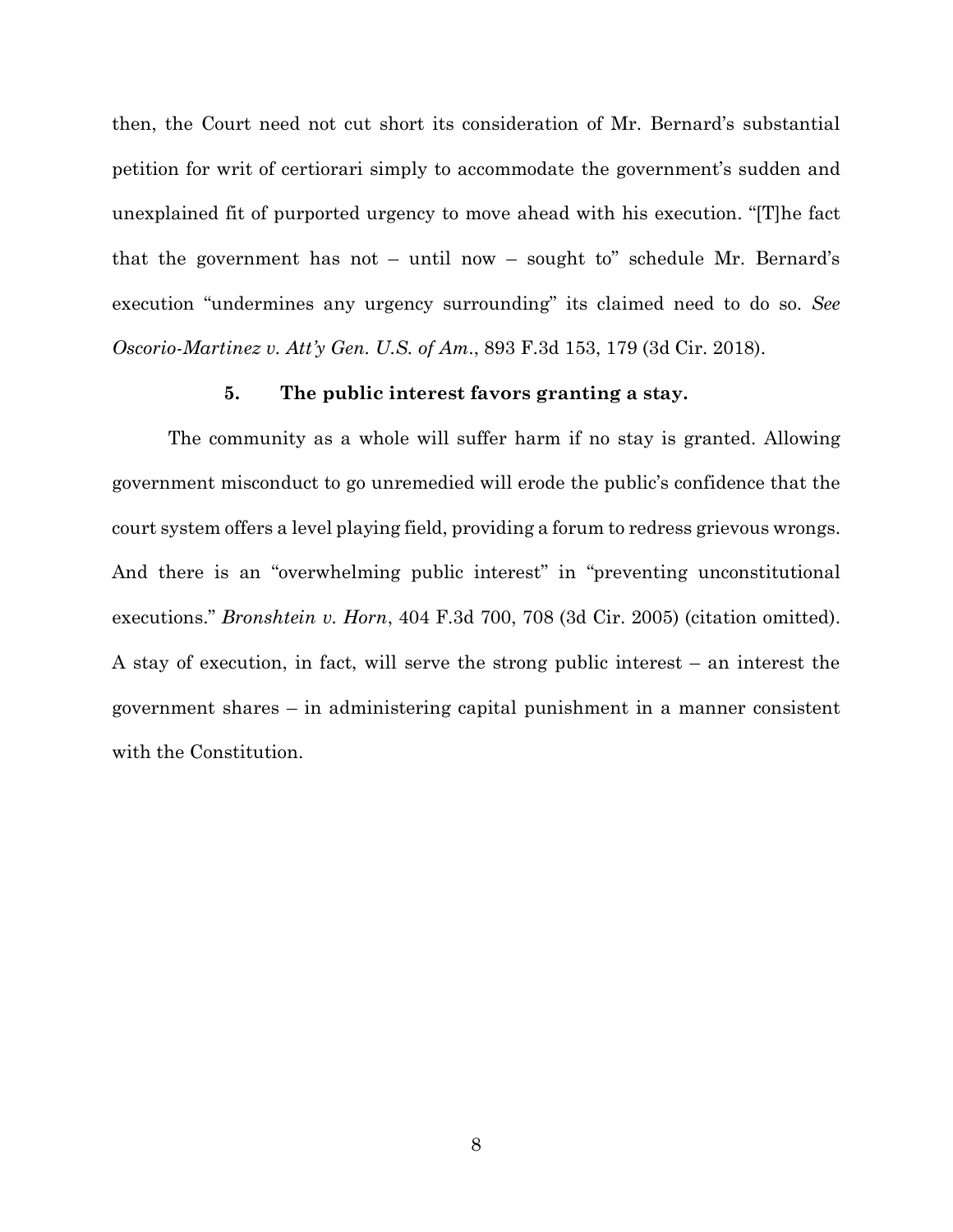then, the Court need not cut short its consideration of Mr. Bernard's substantial petition for writ of certiorari simply to accommodate the government's sudden and unexplained fit of purported urgency to move ahead with his execution. "[T]he fact that the government has not – until now – sought to" schedule Mr. Bernard's execution "undermines any urgency surrounding" its claimed need to do so. *See Oscorio-Martinez v. Att'y Gen. U.S. of Am.*, 893 F.3d 153, 179 (3d Cir. 2018).

**5. The public interest favors granting a stay.**

The community as a whole will suffer harm if no stay is granted. Allowing government misconduct to go unremedied will erode the public's confidence that the court system offers a level playing field, providing a forum to redress grievous wrongs. And there is an "overwhelming public interest" in "preventing unconstitutional executions." *Bronshtein v. Horn*, 404 F.3d 700, 708 (3d Cir. 2005) (citation omitted). A stay of execution, in fact, will serve the strong public interest – an interest the government shares – in administering capital punishment in a manner consistent with the Constitution.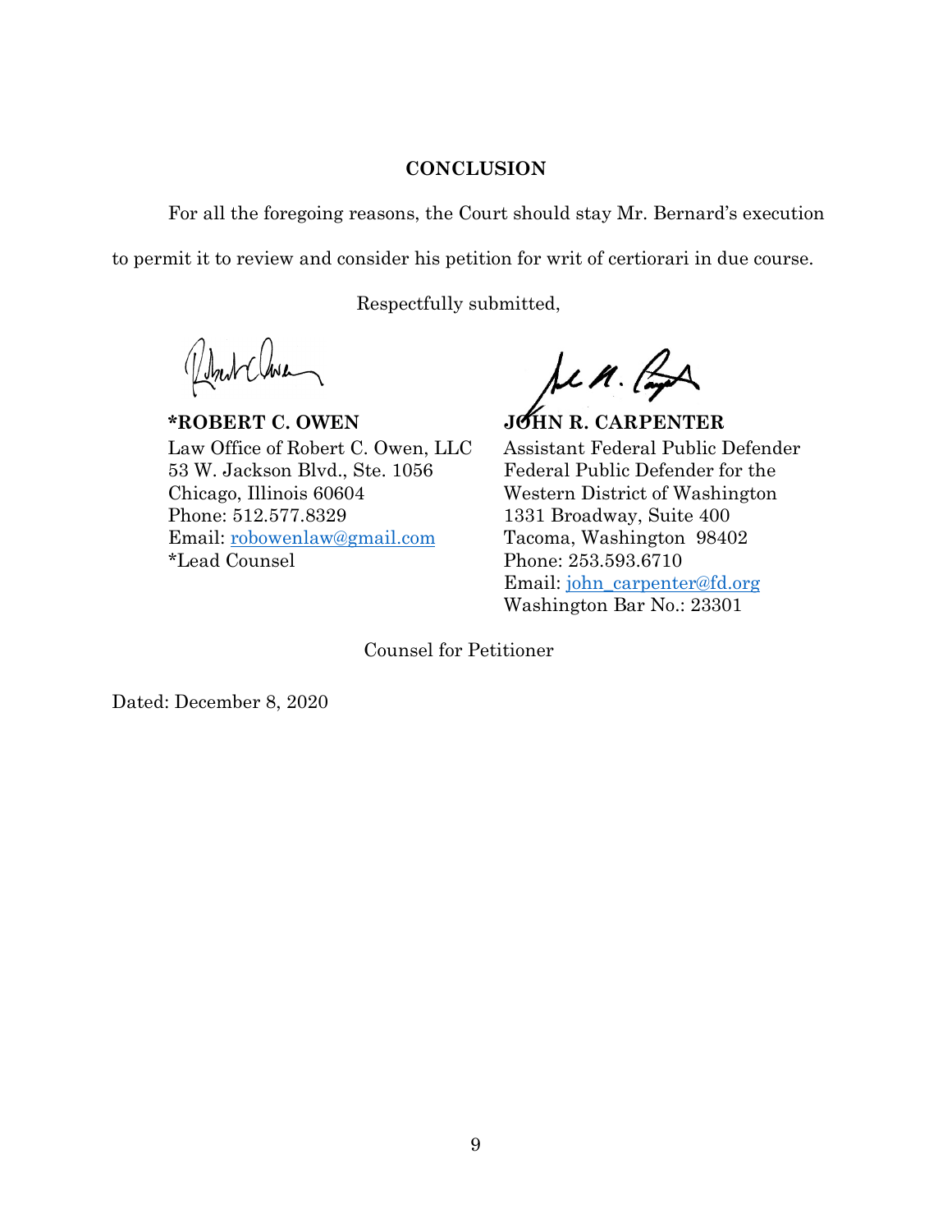## CONCLUSION

For all the foregoing reasons, the Court should stay Mr. Bernard's execution to permit it to review and consider his petition for writ of certiorari in due course.

Respectfully submitted,

**\*ROBERT C. OWEN**
Law Office of Robert C. Owen, LLC
53 W. Jackson Blvd., Ste. 1056
Chicago, Illinois 60604
Phone: 512.577.8329
Email: robowenlaw@gmail.com
*Lead Counsel

**JOHN R. CARPENTER**
Assistant Federal Public Defender
Federal Public Defender for the
Western District of Washington
1331 Broadway, Suite 400
Tacoma, Washington 98402
Phone: 253.593.6710
Email: john_carpenter@fd.org
Washington Bar No.: 23301

Counsel for Petitioner

Dated: December 8, 2020